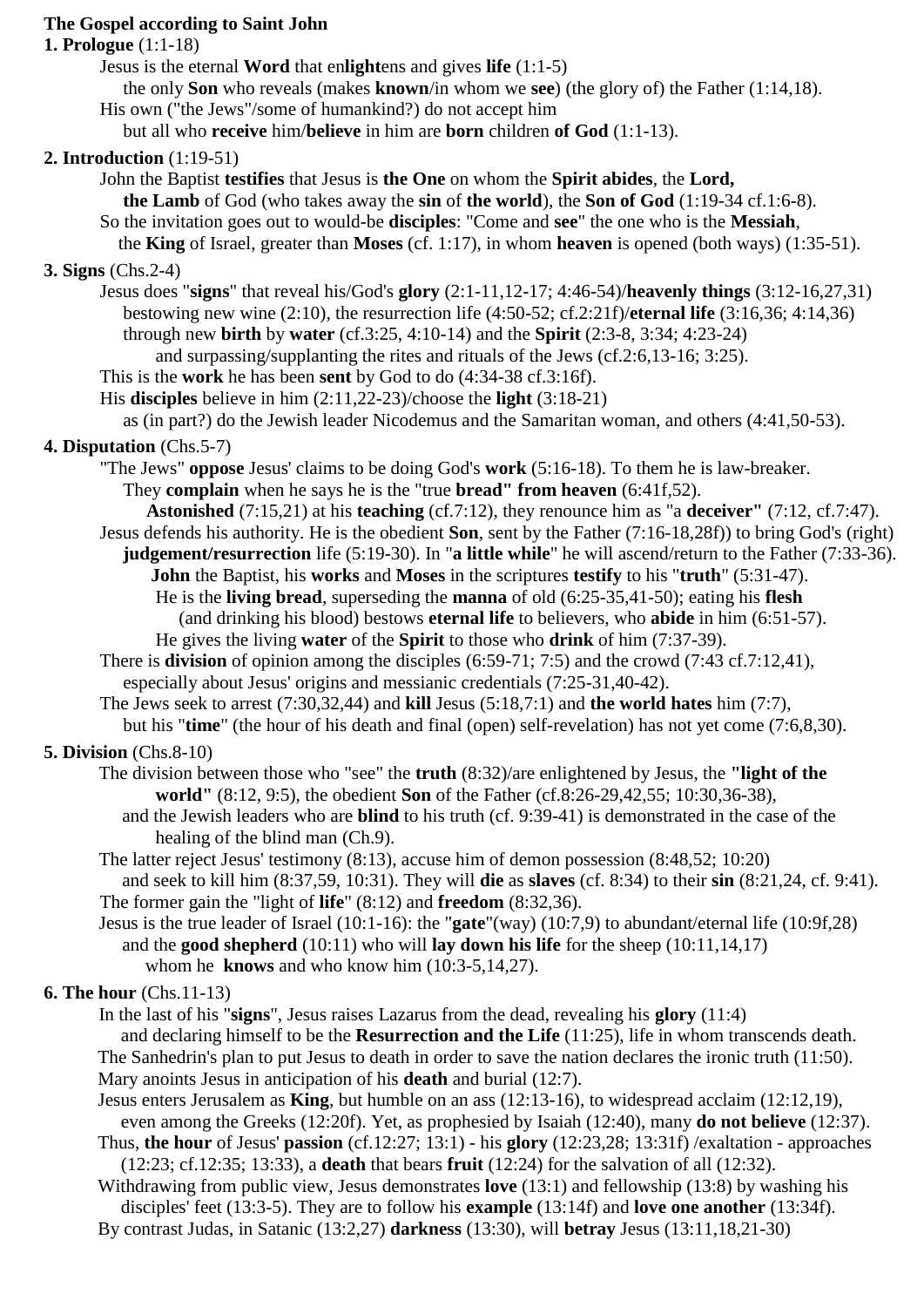**The Gospel according to Saint John**

**1. Prologue** (1:1-18)

Jesus is the eternal **Word** that en**light**ens and gives **life** (1:1-5)
the only **Son** who reveals (makes **known**/in whom we **see**) (the glory of) the Father (1:14,18).
His own ("the Jews"/some of humankind?) do not accept him
but all who **receive** him/**believe** in him are **born** children **of God** (1:1-13).

**2. Introduction** (1:19-51)

John the Baptist **testifies** that Jesus is **the One** on whom the **Spirit abides**, the **Lord,**
**the Lamb** of God (who takes away the **sin** of **the world**), the **Son of God** (1:19-34 cf.1:6-8).
So the invitation goes out to would-be **disciples**: "Come and **see**" the one who is the **Messiah**,
the **King** of Israel, greater than **Moses** (cf. 1:17), in whom **heaven** is opened (both ways) (1:35-51).

**3. Signs** (Chs.2-4)

Jesus does "**signs**" that reveal his/God's **glory** (2:1-11,12-17; 4:46-54)/**heavenly things** (3:12-16,27,31)
bestowing new wine (2:10), the resurrection life (4:50-52; cf.2:21f)/**eternal life** (3:16,36; 4:14,36)
through new **birth** by **water** (cf.3:25, 4:10-14) and the **Spirit** (2:3-8, 3:34; 4:23-24)
and surpassing/supplanting the rites and rituals of the Jews (cf.2:6,13-16; 3:25).
This is the **work** he has been **sent** by God to do (4:34-38 cf.3:16f).
His **disciples** believe in him (2:11,22-23)/choose the **light** (3:18-21)
as (in part?) do the Jewish leader Nicodemus and the Samaritan woman, and others (4:41,50-53).

**4. Disputation** (Chs.5-7)

"The Jews" **oppose** Jesus' claims to be doing God's **work** (5:16-18). To them he is law-breaker.
They **complain** when he says he is the "true **bread" from heaven** (6:41f,52).
**Astonished** (7:15,21) at his **teaching** (cf.7:12), they renounce him as "a **deceiver"** (7:12, cf.7:47).
Jesus defends his authority. He is the obedient **Son**, sent by the Father (7:16-18,28f)) to bring God's (right)
**judgement/resurrection** life (5:19-30). In "**a little while**" he will ascend/return to the Father (7:33-36).
**John** the Baptist, his **works** and **Moses** in the scriptures **testify** to his "**truth**" (5:31-47).
He is the **living bread**, superseding the **manna** of old (6:25-35,41-50); eating his **flesh**
(and drinking his blood) bestows **eternal life** to believers, who **abide** in him (6:51-57).
He gives the living **water** of the **Spirit** to those who **drink** of him (7:37-39).
There is **division** of opinion among the disciples (6:59-71; 7:5) and the crowd (7:43 cf.7:12,41),
especially about Jesus' origins and messianic credentials (7:25-31,40-42).
The Jews seek to arrest (7:30,32,44) and **kill** Jesus (5:18,7:1) and **the world hates** him (7:7),
but his "**time**" (the hour of his death and final (open) self-revelation) has not yet come (7:6,8,30).

**5. Division** (Chs.8-10)

The division between those who "see" the **truth** (8:32)/are enlightened by Jesus, the **"light of the world"** (8:12, 9:5), the obedient **Son** of the Father (cf.8:26-29,42,55; 10:30,36-38),
and the Jewish leaders who are **blind** to his truth (cf. 9:39-41) is demonstrated in the case of the healing of the blind man (Ch.9).
The latter reject Jesus' testimony (8:13), accuse him of demon possession (8:48,52; 10:20)
and seek to kill him (8:37,59, 10:31). They will **die** as **slaves** (cf. 8:34) to their **sin** (8:21,24, cf. 9:41).
The former gain the "light of **life**" (8:12) and **freedom** (8:32,36).
Jesus is the true leader of Israel (10:1-16): the "**gate**"(way) (10:7,9) to abundant/eternal life (10:9f,28)
and the **good shepherd** (10:11) who will **lay down his life** for the sheep (10:11,14,17)
whom he **knows** and who know him (10:3-5,14,27).

**6. The hour** (Chs.11-13)

In the last of his "**signs**", Jesus raises Lazarus from the dead, revealing his **glory** (11:4)
and declaring himself to be the **Resurrection and the Life** (11:25), life in whom transcends death.
The Sanhedrin's plan to put Jesus to death in order to save the nation declares the ironic truth (11:50).
Mary anoints Jesus in anticipation of his **death** and burial (12:7).
Jesus enters Jerusalem as **King**, but humble on an ass (12:13-16), to widespread acclaim (12:12,19),
even among the Greeks (12:20f). Yet, as prophesied by Isaiah (12:40), many **do not believe** (12:37).
Thus, **the hour** of Jesus' **passion** (cf.12:27; 13:1) - his **glory** (12:23,28; 13:31f) /exaltation - approaches
(12:23; cf.12:35; 13:33), a **death** that bears **fruit** (12:24) for the salvation of all (12:32).
Withdrawing from public view, Jesus demonstrates **love** (13:1) and fellowship (13:8) by washing his
disciples' feet (13:3-5). They are to follow his **example** (13:14f) and **love one another** (13:34f).
By contrast Judas, in Satanic (13:2,27) **darkness** (13:30), will **betray** Jesus (13:11,18,21-30)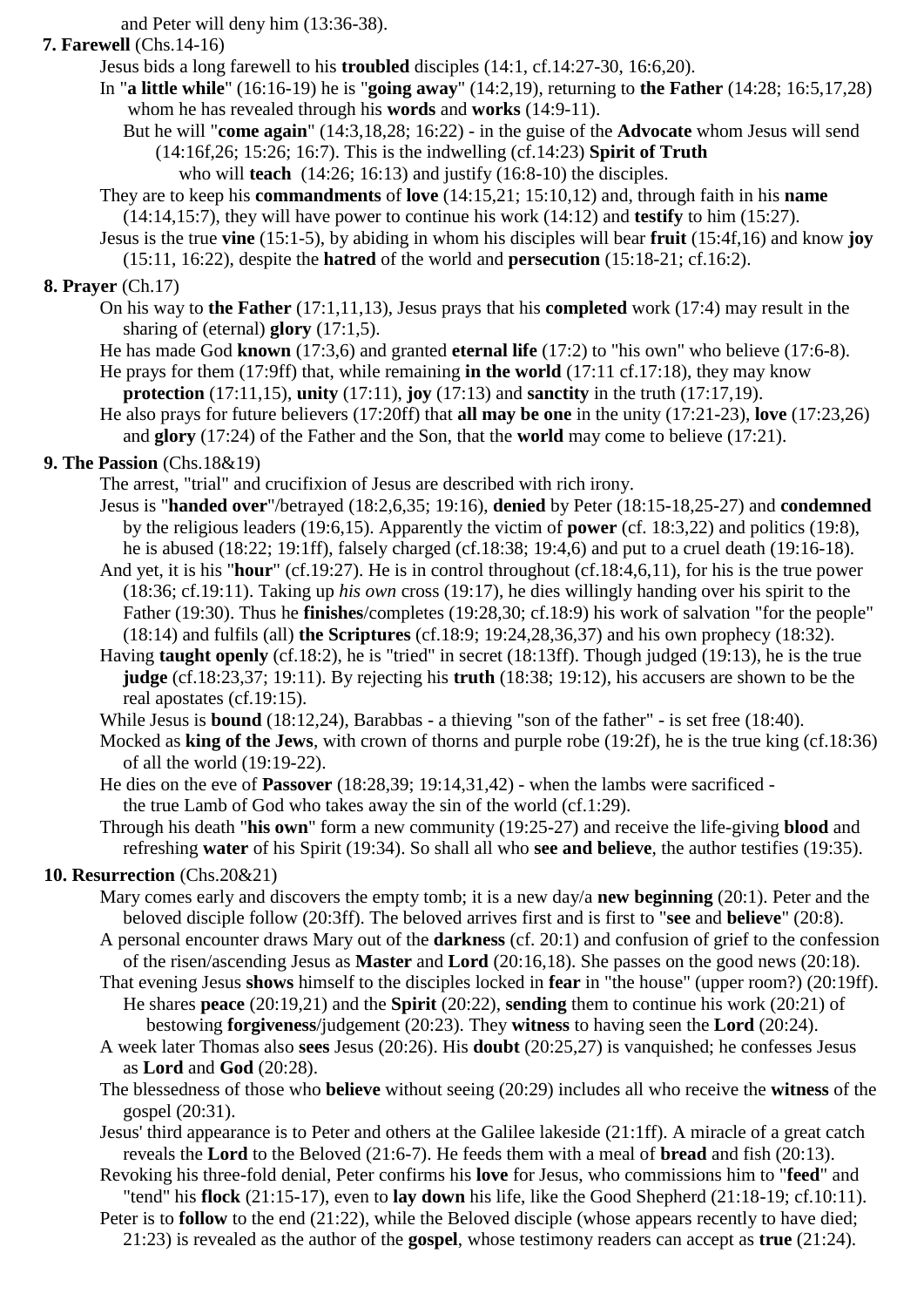and Peter will deny him (13:36-38).

**7. Farewell** (Chs.14-16)

Jesus bids a long farewell to his **troubled** disciples (14:1, cf.14:27-30, 16:6,20).

In "**a little while**" (16:16-19) he is "**going away**" (14:2,19), returning to **the Father** (14:28; 16:5,17,28) whom he has revealed through his **words** and **works** (14:9-11).

But he will "**come again**" (14:3,18,28; 16:22) - in the guise of the **Advocate** whom Jesus will send (14:16f,26; 15:26; 16:7). This is the indwelling (cf.14:23) **Spirit of Truth** who will **teach** (14:26; 16:13) and justify (16:8-10) the disciples.

They are to keep his **commandments** of **love** (14:15,21; 15:10,12) and, through faith in his **name** (14:14,15:7), they will have power to continue his work (14:12) and **testify** to him (15:27).

Jesus is the true **vine** (15:1-5), by abiding in whom his disciples will bear **fruit** (15:4f,16) and know **joy** (15:11, 16:22), despite the **hatred** of the world and **persecution** (15:18-21; cf.16:2).

**8. Prayer** (Ch.17)

On his way to **the Father** (17:1,11,13), Jesus prays that his **completed** work (17:4) may result in the sharing of (eternal) **glory** (17:1,5).

He has made God **known** (17:3,6) and granted **eternal life** (17:2) to "his own" who believe (17:6-8).

He prays for them (17:9ff) that, while remaining **in the world** (17:11 cf.17:18), they may know **protection** (17:11,15), **unity** (17:11), **joy** (17:13) and **sanctity** in the truth (17:17,19).

He also prays for future believers (17:20ff) that **all may be one** in the unity (17:21-23), **love** (17:23,26) and **glory** (17:24) of the Father and the Son, that the **world** may come to believe (17:21).

**9. The Passion** (Chs.18&19)

The arrest, "trial" and crucifixion of Jesus are described with rich irony.

Jesus is "**handed over**"/betrayed (18:2,6,35; 19:16), **denied** by Peter (18:15-18,25-27) and **condemned** by the religious leaders (19:6,15). Apparently the victim of **power** (cf. 18:3,22) and politics (19:8), he is abused (18:22; 19:1ff), falsely charged (cf.18:38; 19:4,6) and put to a cruel death (19:16-18).

And yet, it is his "**hour**" (cf.19:27). He is in control throughout (cf.18:4,6,11), for his is the true power (18:36; cf.19:11). Taking up *his own* cross (19:17), he dies willingly handing over his spirit to the Father (19:30). Thus he **finishes**/completes (19:28,30; cf.18:9) his work of salvation "for the people" (18:14) and fulfils (all) **the Scriptures** (cf.18:9; 19:24,28,36,37) and his own prophecy (18:32).

Having **taught openly** (cf.18:2), he is "tried" in secret (18:13ff). Though judged (19:13), he is the true **judge** (cf.18:23,37; 19:11). By rejecting his **truth** (18:38; 19:12), his accusers are shown to be the real apostates (cf.19:15).

While Jesus is **bound** (18:12,24), Barabbas - a thieving "son of the father" - is set free (18:40).

Mocked as **king of the Jews**, with crown of thorns and purple robe (19:2f), he is the true king (cf.18:36) of all the world (19:19-22).

He dies on the eve of **Passover** (18:28,39; 19:14,31,42) - when the lambs were sacrificed - the true Lamb of God who takes away the sin of the world (cf.1:29).

Through his death "**his own**" form a new community (19:25-27) and receive the life-giving **blood** and refreshing **water** of his Spirit (19:34). So shall all who **see and believe**, the author testifies (19:35).

**10. Resurrection** (Chs.20&21)

Mary comes early and discovers the empty tomb; it is a new day/a **new beginning** (20:1). Peter and the beloved disciple follow (20:3ff). The beloved arrives first and is first to "**see** and **believe**" (20:8).

A personal encounter draws Mary out of the **darkness** (cf. 20:1) and confusion of grief to the confession of the risen/ascending Jesus as **Master** and **Lord** (20:16,18). She passes on the good news (20:18).

That evening Jesus **shows** himself to the disciples locked in **fear** in "the house" (upper room?) (20:19ff). He shares **peace** (20:19,21) and the **Spirit** (20:22), **sending** them to continue his work (20:21) of bestowing **forgiveness**/judgement (20:23). They **witness** to having seen the **Lord** (20:24).

A week later Thomas also **sees** Jesus (20:26). His **doubt** (20:25,27) is vanquished; he confesses Jesus as **Lord** and **God** (20:28).

The blessedness of those who **believe** without seeing (20:29) includes all who receive the **witness** of the gospel (20:31).

Jesus' third appearance is to Peter and others at the Galilee lakeside (21:1ff). A miracle of a great catch reveals the **Lord** to the Beloved (21:6-7). He feeds them with a meal of **bread** and fish (20:13).

Revoking his three-fold denial, Peter confirms his **love** for Jesus, who commissions him to "**feed**" and "tend" his **flock** (21:15-17), even to **lay down** his life, like the Good Shepherd (21:18-19; cf.10:11).

Peter is to **follow** to the end (21:22), while the Beloved disciple (whose appears recently to have died; 21:23) is revealed as the author of the **gospel**, whose testimony readers can accept as **true** (21:24).